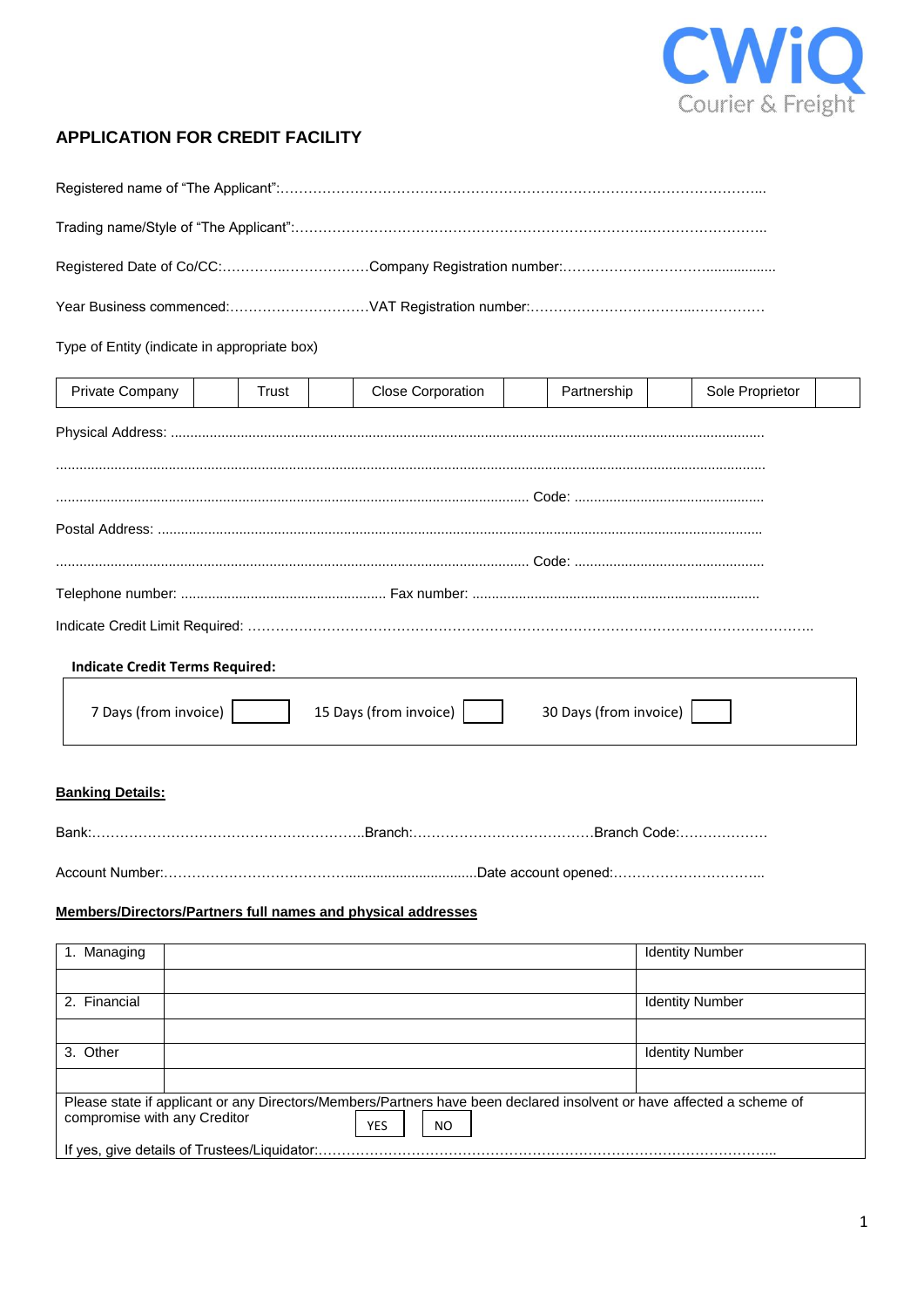CWiQ Courier & Freight

## APPLICATION FOR CREDIT FACILITY

Registered name of "The Applicant":…………………………………………………………………………………………...

Trading name/Style of "The Applicant":………………………………………………………………………………………..

Registered Date of Co/CC:…………..………………Company Registration number:……………….………...............

Year Business commenced:…………………………VAT Registration number:……………………………...……………

Type of Entity (indicate in appropriate box)

| Private Company | | Trust | | Close Corporation | | Partnership | | Sole Proprietor | |
|---|---|---|---|---|---|---|---|---|---|

Physical Address: ..........................................................................................................................................................

.....................................................................................................................................................................................

........................................................................................................................... Code: ................................................

Postal Address: ..............................................................................................................................................................

........................................................................................................................... Code: ................................................

Telephone number: ..................................................... Fax number: ..........................................................................

Indicate Credit Limit Required: ……………………………………………………………………………………………………..

**Indicate Credit Terms Required:**

| 7 Days (from invoice) | | 15 Days (from invoice) | | 30 Days (from invoice) | |
|---|---|---|---|---|---|

**Banking Details:**

Bank:…………………………………………………..Branch:…………………………………Branch Code:……………….

Account Number:…………………………………..................................Date account opened:…………………………...

**Members/Directors/Partners full names and physical addresses**

| 1. Managing | | Identity Number |
|---|---|---|
| | | |
| 2. Financial | | Identity Number |
| | | |
| 3. Other | | Identity Number |
| | | |

Please state if applicant or any Directors/Members/Partners have been declared insolvent or have affected a scheme of compromise with any Creditor

| YES | NO |
|---|---|

If yes, give details of Trustees/Liquidator:………………………………………………………………………………………...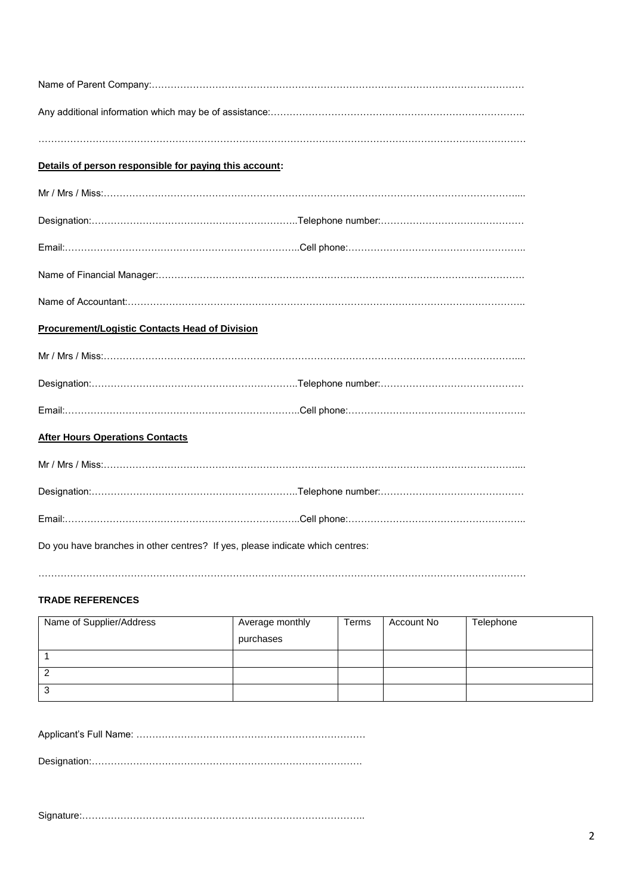Name of Parent Company:……………………………………………………………………………………………………………

Any additional information which may be of assistance:……………………………………………………………………..

………………………………………………………………………………………………………………………………………

**Details of person responsible for paying this account:**

Mr / Mrs / Miss:…………………………………………………………………………………………………………………....

Designation:………………………………………………………..Telephone number:………………………………………

Email:………………………………………………………………..Cell phone:………………………………………………..

Name of Financial Manager:………………………………………………………………………………………………….

Name of Accountant:…………………………………………………………………………………………………………..

**Procurement/Logistic Contacts Head of Division**

Mr / Mrs / Miss:…………………………………………………………………………………………………………………....

Designation:………………………………………………………..Telephone number:………………………………………

Email:………………………………………………………………..Cell phone:………………………………………………..

**After Hours Operations Contacts**

Mr / Mrs / Miss:…………………………………………………………………………………………………………………....

Designation:………………………………………………………..Telephone number:………………………………………

Email:………………………………………………………………..Cell phone:………………………………………………..

Do you have branches in other centres? If yes, please indicate which centres:

………………………………………………………………………………………………………………………………………

**TRADE REFERENCES**

| Name of Supplier/Address | Average monthly purchases | Terms | Account No | Telephone |
|---|---|---|---|---|
| 1 | | | | |
| 2 | | | | |
| 3 | | | | |

Applicant's Full Name: ………………………………………………………………

Designation:……………………………………………………………………………

Signature:…………………………………………………………………………………..